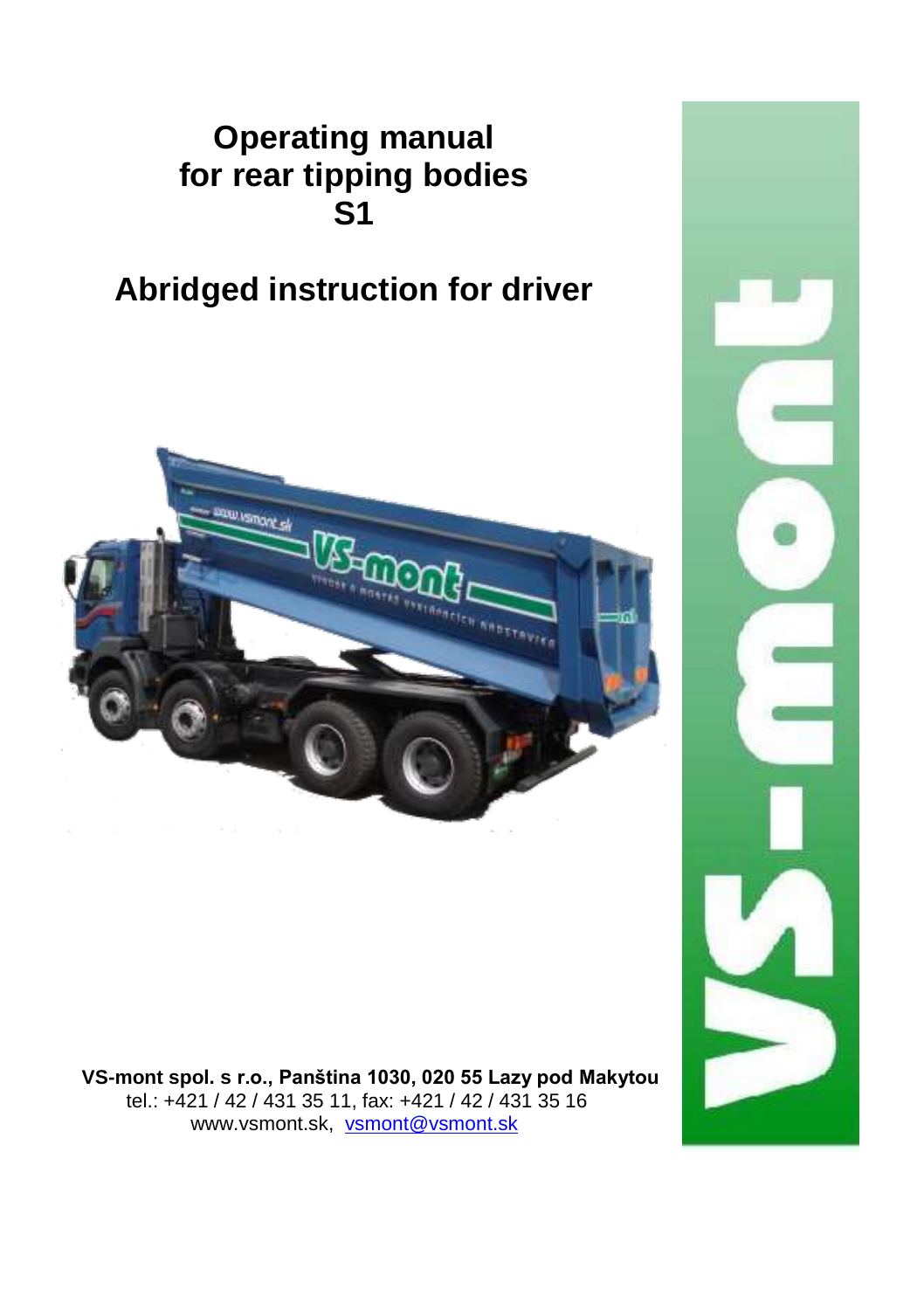# Operating manual for rear tipping bodies S1

# Abridged instruction for driver

**VS-mont spol. s r.o., Panština 1030, 020 55 Lazy pod Makytou**
tel.: +421 / 42 / 431 35 11, fax: +421 / 42 / 431 35 16
www.vsmont.sk, vsmont@vsmont.sk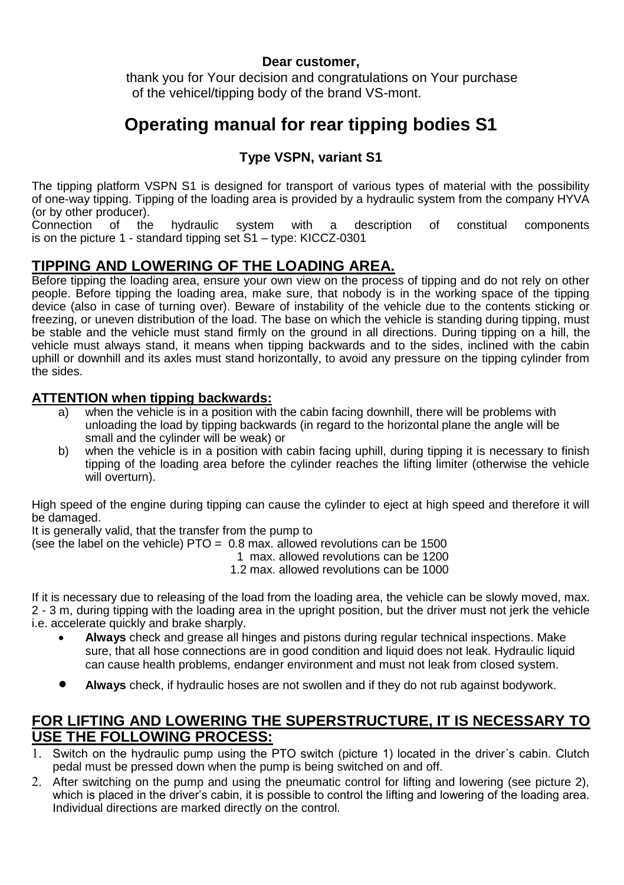**Dear customer,**

thank you for Your decision and congratulations on Your purchase of the vehicel/tipping body of the brand VS-mont.

# Operating manual for rear tipping bodies S1

## Type VSPN, variant S1

The tipping platform VSPN S1 is designed for transport of various types of material with the possibility of one-way tipping. Tipping of the loading area is provided by a hydraulic system from the company HYVA (or by other producer).

Connection of the hydraulic system with a description of constitual components is on the picture 1 - standard tipping set S1 – type: KICCZ-0301

## TIPPING AND LOWERING OF THE LOADING AREA.

Before tipping the loading area, ensure your own view on the process of tipping and do not rely on other people. Before tipping the loading area, make sure, that nobody is in the working space of the tipping device (also in case of turning over). Beware of instability of the vehicle due to the contents sticking or freezing, or uneven distribution of the load. The base on which the vehicle is standing during tipping, must be stable and the vehicle must stand firmly on the ground in all directions. During tipping on a hill, the vehicle must always stand, it means when tipping backwards and to the sides, inclined with the cabin uphill or downhill and its axles must stand horizontally, to avoid any pressure on the tipping cylinder from the sides.

### ATTENTION when tipping backwards:

a) when the vehicle is in a position with the cabin facing downhill, there will be problems with unloading the load by tipping backwards (in regard to the horizontal plane the angle will be small and the cylinder will be weak) or

b) when the vehicle is in a position with cabin facing uphill, during tipping it is necessary to finish tipping of the loading area before the cylinder reaches the lifting limiter (otherwise the vehicle will overturn).

High speed of the engine during tipping can cause the cylinder to eject at high speed and therefore it will be damaged.

It is generally valid, that the transfer from the pump to
(see the label on the vehicle) PTO = 0.8 max. allowed revolutions can be 1500
1 max. allowed revolutions can be 1200
1.2 max. allowed revolutions can be 1000

If it is necessary due to releasing of the load from the loading area, the vehicle can be slowly moved, max. 2 - 3 m, during tipping with the loading area in the upright position, but the driver must not jerk the vehicle i.e. accelerate quickly and brake sharply.

- **Always** check and grease all hinges and pistons during regular technical inspections. Make sure, that all hose connections are in good condition and liquid does not leak. Hydraulic liquid can cause health problems, endanger environment and must not leak from closed system.
- **Always** check, if hydraulic hoses are not swollen and if they do not rub against bodywork.

## FOR LIFTING AND LOWERING THE SUPERSTRUCTURE, IT IS NECESSARY TO USE THE FOLLOWING PROCESS:

1. Switch on the hydraulic pump using the PTO switch (picture 1) located in the driver´s cabin. Clutch pedal must be pressed down when the pump is being switched on and off.
2. After switching on the pump and using the pneumatic control for lifting and lowering (see picture 2), which is placed in the driver's cabin, it is possible to control the lifting and lowering of the loading area. Individual directions are marked directly on the control.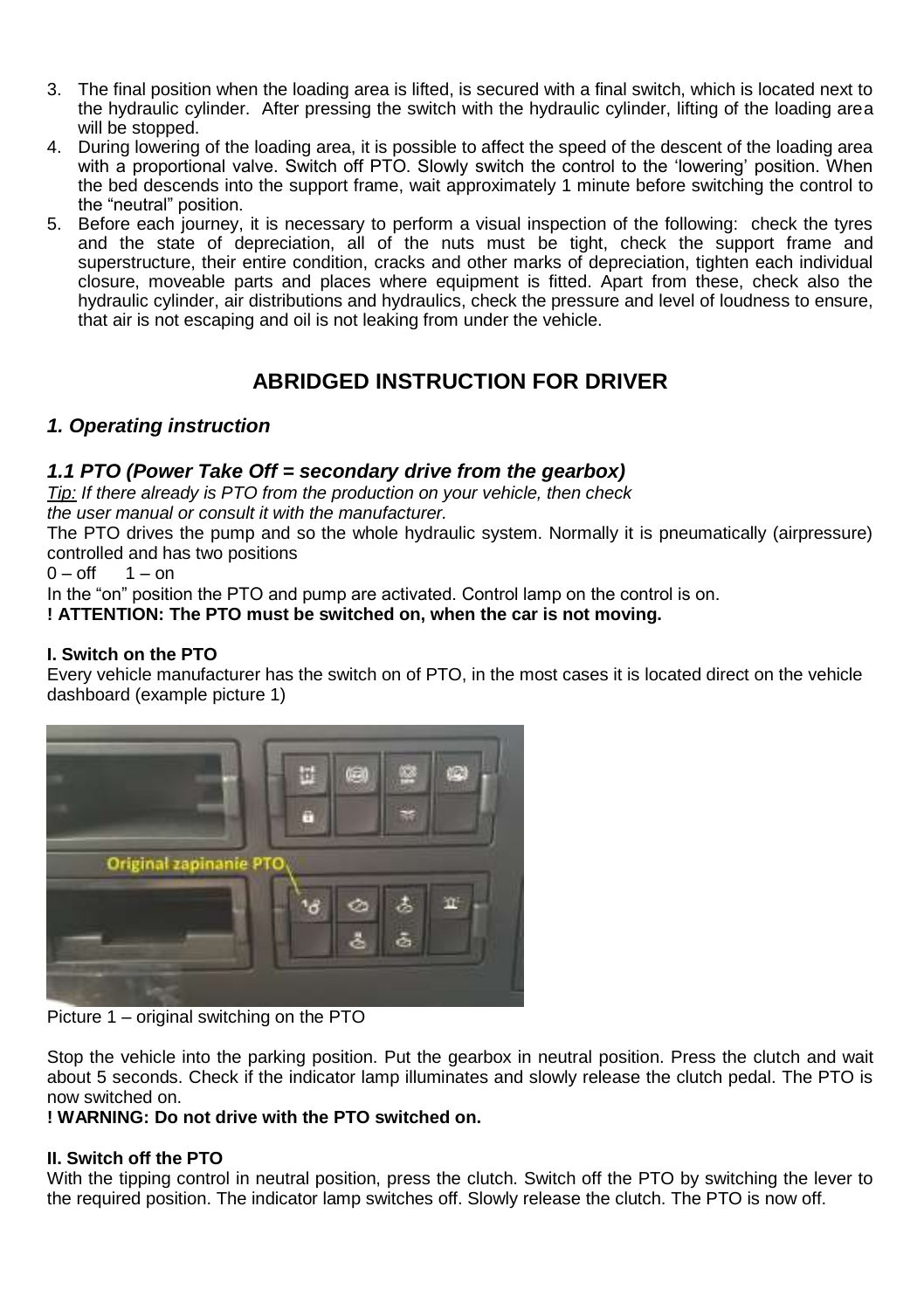3. The final position when the loading area is lifted, is secured with a final switch, which is located next to the hydraulic cylinder. After pressing the switch with the hydraulic cylinder, lifting of the loading area will be stopped.
4. During lowering of the loading area, it is possible to affect the speed of the descent of the loading area with a proportional valve. Switch off PTO. Slowly switch the control to the 'lowering' position. When the bed descends into the support frame, wait approximately 1 minute before switching the control to the "neutral" position.
5. Before each journey, it is necessary to perform a visual inspection of the following: check the tyres and the state of depreciation, all of the nuts must be tight, check the support frame and superstructure, their entire condition, cracks and other marks of depreciation, tighten each individual closure, moveable parts and places where equipment is fitted. Apart from these, check also the hydraulic cylinder, air distributions and hydraulics, check the pressure and level of loudness to ensure, that air is not escaping and oil is not leaking from under the vehicle.

# ABRIDGED INSTRUCTION FOR DRIVER

## *1. Operating instruction*

### *1.1 PTO (Power Take Off = secondary drive from the gearbox)*

*Tip: If there already is PTO from the production on your vehicle, then check the user manual or consult it with the manufacturer.*

The PTO drives the pump and so the whole hydraulic system. Normally it is pneumatically (airpressure) controlled and has two positions

0 – off 1 – on

In the "on" position the PTO and pump are activated. Control lamp on the control is on.

**! ATTENTION: The PTO must be switched on, when the car is not moving.**

#### I. Switch on the PTO

Every vehicle manufacturer has the switch on of PTO, in the most cases it is located direct on the vehicle dashboard (example picture 1)

Original zapinanie PTO

Picture 1 – original switching on the PTO

Stop the vehicle into the parking position. Put the gearbox in neutral position. Press the clutch and wait about 5 seconds. Check if the indicator lamp illuminates and slowly release the clutch pedal. The PTO is now switched on.

**! WARNING: Do not drive with the PTO switched on.**

#### II. Switch off the PTO

With the tipping control in neutral position, press the clutch. Switch off the PTO by switching the lever to the required position. The indicator lamp switches off. Slowly release the clutch. The PTO is now off.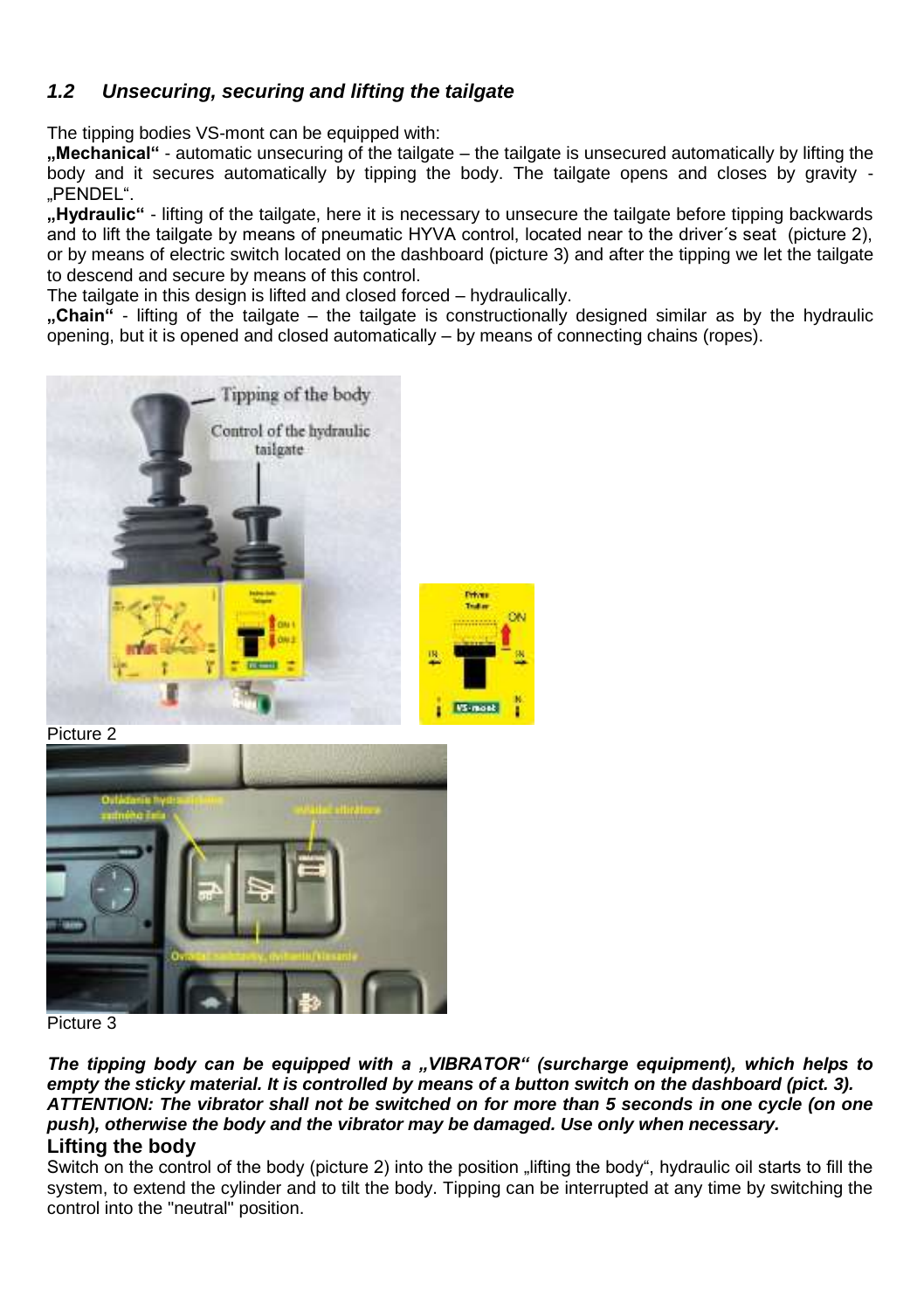## *1.2 Unsecuring, securing and lifting the tailgate*

The tipping bodies VS-mont can be equipped with:

**„Mechanical“** - automatic unsecuring of the tailgate – the tailgate is unsecured automatically by lifting the body and it secures automatically by tipping the body. The tailgate opens and closes by gravity - „PENDEL“.

**„Hydraulic“** - lifting of the tailgate, here it is necessary to unsecure the tailgate before tipping backwards and to lift the tailgate by means of pneumatic HYVA control, located near to the driver´s seat (picture 2), or by means of electric switch located on the dashboard (picture 3) and after the tipping we let the tailgate to descend and secure by means of this control.

The tailgate in this design is lifted and closed forced – hydraulically.

**„Chain“** - lifting of the tailgate – the tailgate is constructionally designed similar as by the hydraulic opening, but it is opened and closed automatically – by means of connecting chains (ropes).

Picture 2

Picture 3

***The tipping body can be equipped with a „VIBRATOR“ (surcharge equipment), which helps to empty the sticky material. It is controlled by means of a button switch on the dashboard (pict. 3).***
***ATTENTION: The vibrator shall not be switched on for more than 5 seconds in one cycle (on one push), otherwise the body and the vibrator may be damaged. Use only when necessary.***

### Lifting the body

Switch on the control of the body (picture 2) into the position „lifting the body“, hydraulic oil starts to fill the system, to extend the cylinder and to tilt the body. Tipping can be interrupted at any time by switching the control into the "neutral" position.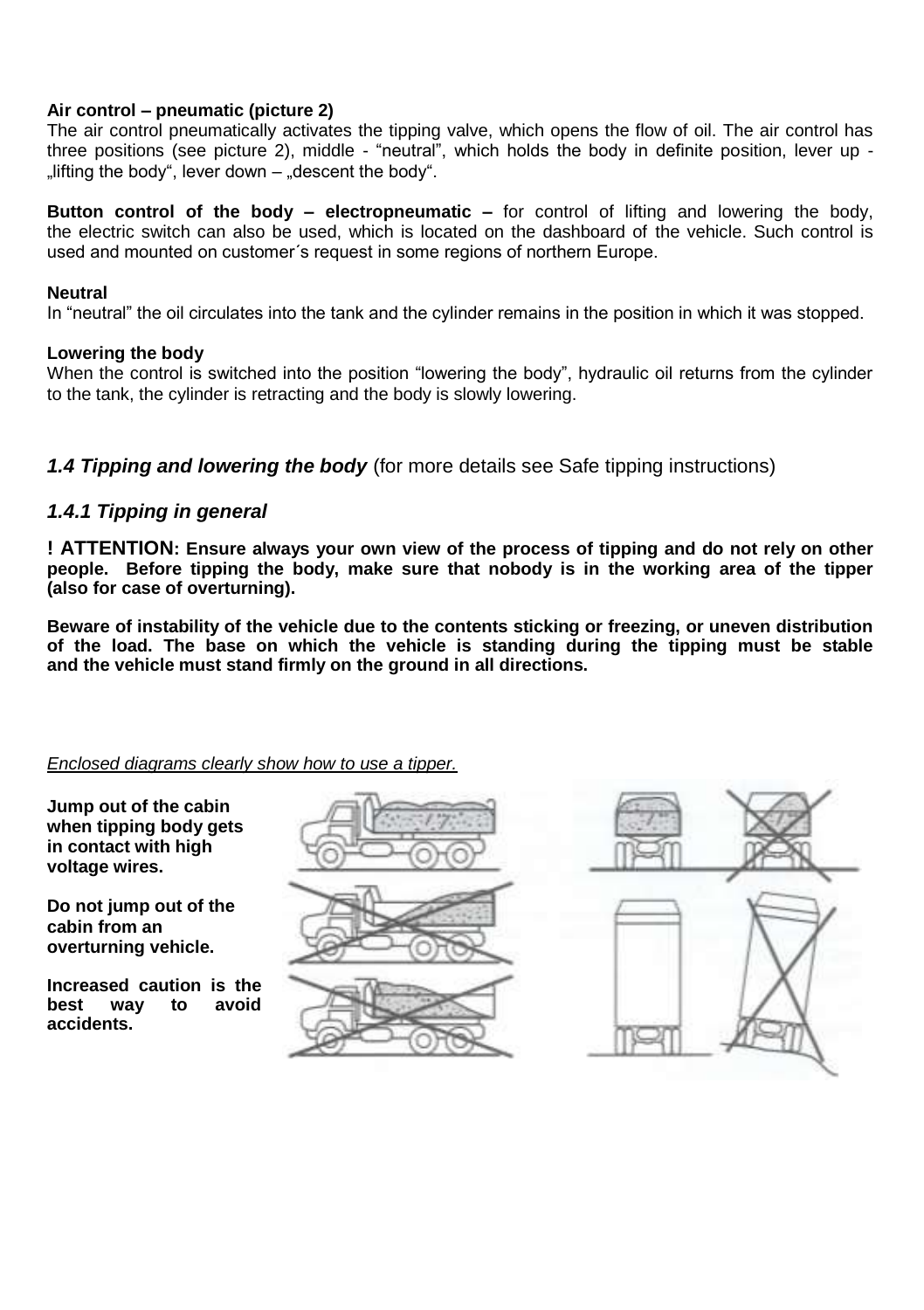**Air control – pneumatic (picture 2)**
The air control pneumatically activates the tipping valve, which opens the flow of oil. The air control has three positions (see picture 2), middle - "neutral", which holds the body in definite position, lever up - „lifting the body", lever down – „descent the body".

**Button control of the body – electropneumatic –** for control of lifting and lowering the body, the electric switch can also be used, which is located on the dashboard of the vehicle. Such control is used and mounted on customer´s request in some regions of northern Europe.

**Neutral**
In "neutral" the oil circulates into the tank and the cylinder remains in the position in which it was stopped.

**Lowering the body**
When the control is switched into the position "lowering the body", hydraulic oil returns from the cylinder to the tank, the cylinder is retracting and the body is slowly lowering.

## *1.4 Tipping and lowering the body* (for more details see Safe tipping instructions)

### *1.4.1 Tipping in general*

**! ATTENTION: Ensure always your own view of the process of tipping and do not rely on other people. Before tipping the body, make sure that nobody is in the working area of the tipper (also for case of overturning).**

**Beware of instability of the vehicle due to the contents sticking or freezing, or uneven distribution of the load. The base on which the vehicle is standing during the tipping must be stable and the vehicle must stand firmly on the ground in all directions.**

*Enclosed diagrams clearly show how to use a tipper.*

**Jump out of the cabin when tipping body gets in contact with high voltage wires.**

**Do not jump out of the cabin from an overturning vehicle.**

**Increased caution is the best way to avoid accidents.**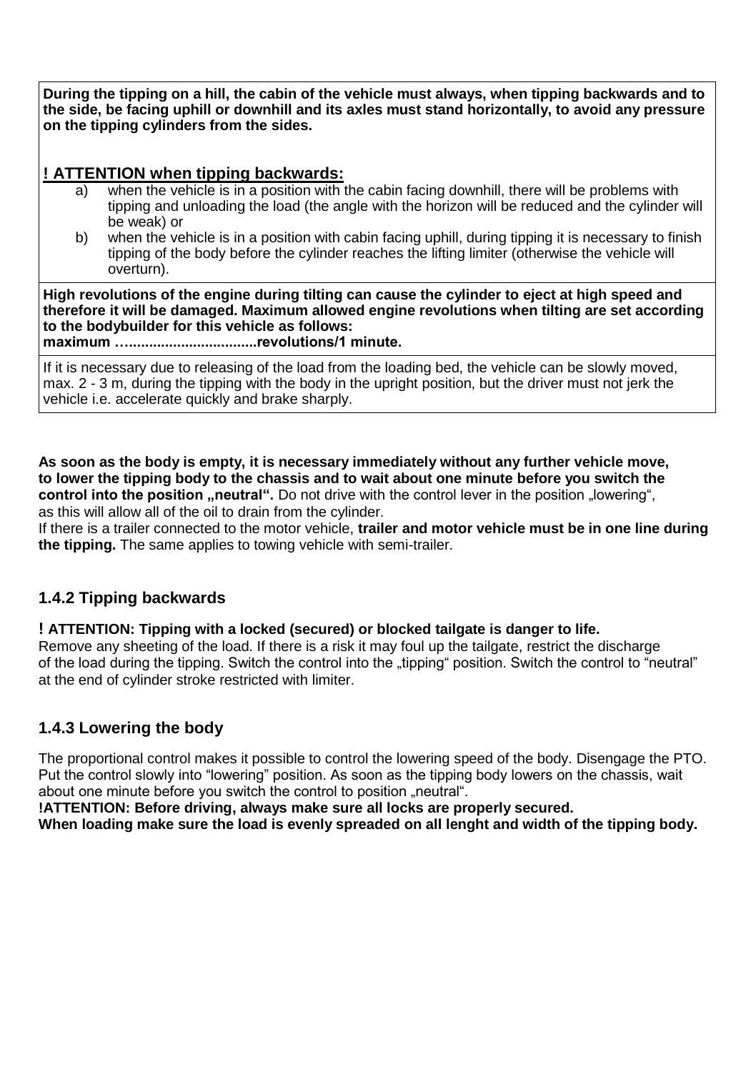**During the tipping on a hill, the cabin of the vehicle must always, when tipping backwards and to the side, be facing uphill or downhill and its axles must stand horizontally, to avoid any pressure on the tipping cylinders from the sides.**

**! ATTENTION when tipping backwards:**

a) when the vehicle is in a position with the cabin facing downhill, there will be problems with tipping and unloading the load (the angle with the horizon will be reduced and the cylinder will be weak) or

b) when the vehicle is in a position with cabin facing uphill, during tipping it is necessary to finish tipping of the body before the cylinder reaches the lifting limiter (otherwise the vehicle will overturn).

**High revolutions of the engine during tilting can cause the cylinder to eject at high speed and therefore it will be damaged. Maximum allowed engine revolutions when tilting are set according to the bodybuilder for this vehicle as follows:**
**maximum …...............................revolutions/1 minute.**

If it is necessary due to releasing of the load from the loading bed, the vehicle can be slowly moved, max. 2 - 3 m, during the tipping with the body in the upright position, but the driver must not jerk the vehicle i.e. accelerate quickly and brake sharply.

**As soon as the body is empty, it is necessary immediately without any further vehicle move, to lower the tipping body to the chassis and to wait about one minute before you switch the control into the position „neutral“.** Do not drive with the control lever in the position „lowering“, as this will allow all of the oil to drain from the cylinder.

If there is a trailer connected to the motor vehicle, **trailer and motor vehicle must be in one line during the tipping.** The same applies to towing vehicle with semi-trailer.

### 1.4.2 Tipping backwards

**! ATTENTION: Tipping with a locked (secured) or blocked tailgate is danger to life.**

Remove any sheeting of the load. If there is a risk it may foul up the tailgate, restrict the discharge of the load during the tipping. Switch the control into the „tipping“ position. Switch the control to "neutral" at the end of cylinder stroke restricted with limiter.

### 1.4.3 Lowering the body

The proportional control makes it possible to control the lowering speed of the body. Disengage the PTO. Put the control slowly into "lowering" position. As soon as the tipping body lowers on the chassis, wait about one minute before you switch the control to position „neutral".

**!ATTENTION: Before driving, always make sure all locks are properly secured.**
**When loading make sure the load is evenly spreaded on all lenght and width of the tipping body.**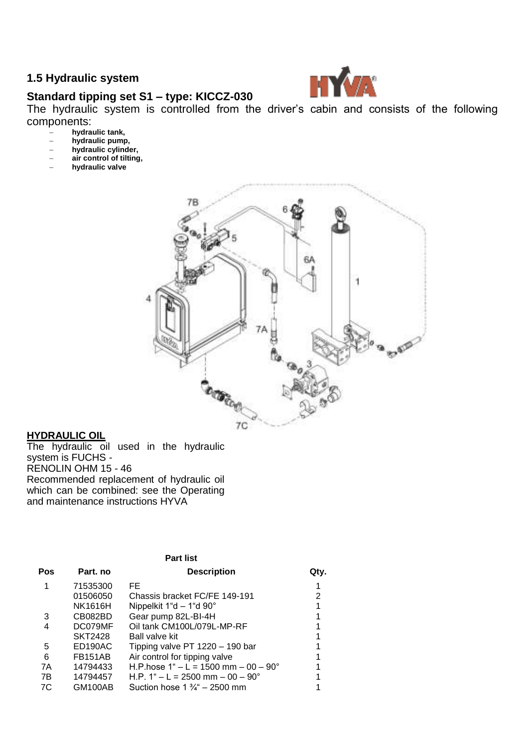## 1.5 Hydraulic system

## Standard tipping set S1 – type: KICCZ-030

The hydraulic system is controlled from the driver's cabin and consists of the following components:

- **hydraulic tank,**
- **hydraulic pump,**
- **hydraulic cylinder,**
- **air control of tilting,**
- **hydraulic valve**

### HYDRAULIC OIL

The hydraulic oil used in the hydraulic system is FUCHS - RENOLIN OHM 15 - 46

Recommended replacement of hydraulic oil which can be combined: see the Operating and maintenance instructions HYVA

**Part list**

| Pos | Part. no | Description | Qty. |
|---|---|---|---|
| 1 | 71535300 | FE | 1 |
| | 01506050 | Chassis bracket FC/FE 149-191 | 2 |
| | NK1616H | Nippelkit 1"d – 1"d 90° | 1 |
| 3 | CB082BD | Gear pump 82L-BI-4H | 1 |
| 4 | DC079MF | Oil tank CM100L/079L-MP-RF | 1 |
| | SKT2428 | Ball valve kit | 1 |
| 5 | ED190AC | Tipping valve PT 1220 – 190 bar | 1 |
| 6 | FB151AB | Air control for tipping valve | 1 |
| 7A | 14794433 | H.P.hose 1" – L = 1500 mm – 00 – 90° | 1 |
| 7B | 14794457 | H.P. 1" – L = 2500 mm – 00 – 90° | 1 |
| 7C | GM100AB | Suction hose 1 ¾" – 2500 mm | 1 |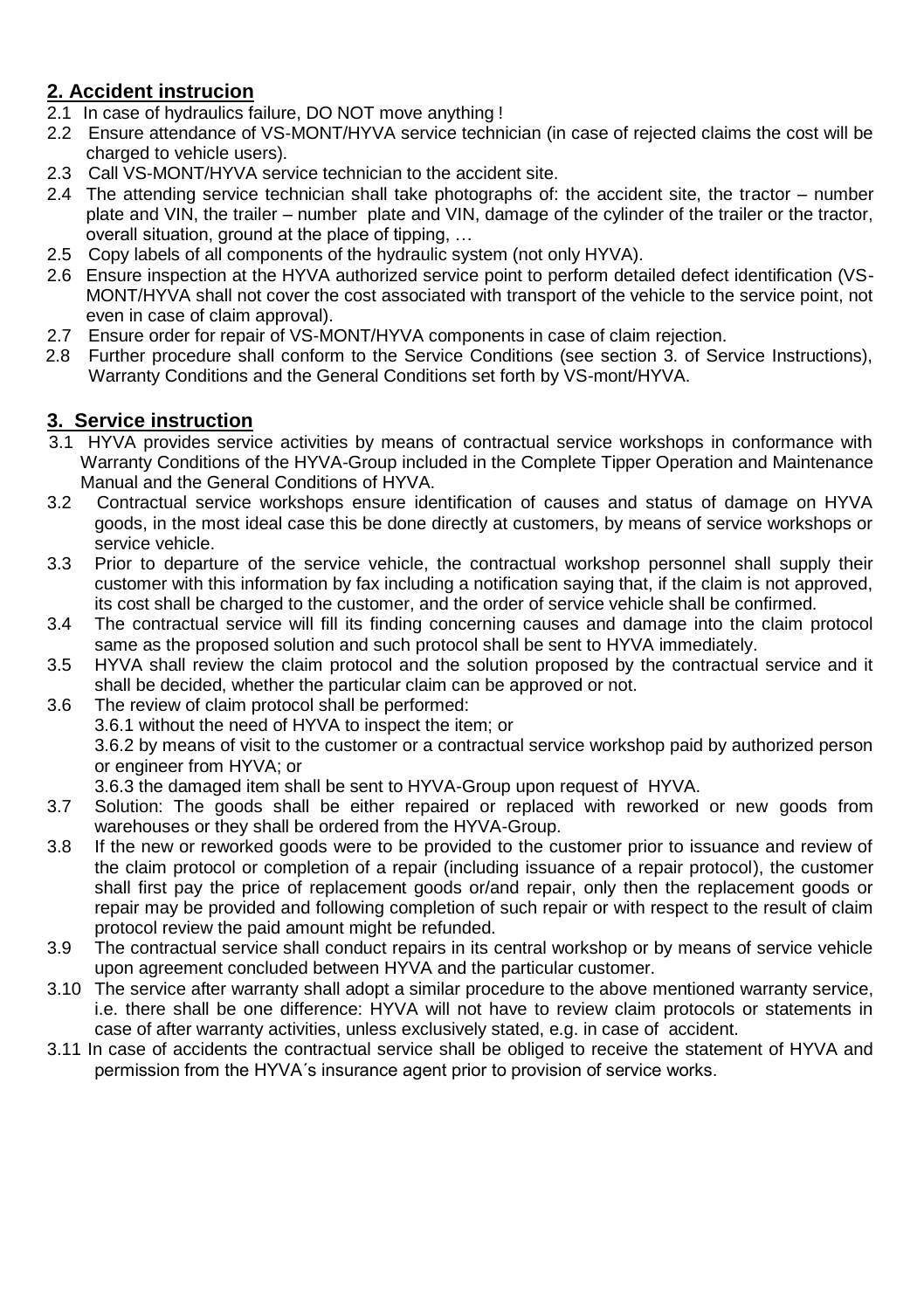## 2. Accident instrucion

2.1 In case of hydraulics failure, DO NOT move anything !

2.2 Ensure attendance of VS-MONT/HYVA service technician (in case of rejected claims the cost will be charged to vehicle users).

2.3 Call VS-MONT/HYVA service technician to the accident site.

2.4 The attending service technician shall take photographs of: the accident site, the tractor – number plate and VIN, the trailer – number plate and VIN, damage of the cylinder of the trailer or the tractor, overall situation, ground at the place of tipping, …

2.5 Copy labels of all components of the hydraulic system (not only HYVA).

2.6 Ensure inspection at the HYVA authorized service point to perform detailed defect identification (VS-MONT/HYVA shall not cover the cost associated with transport of the vehicle to the service point, not even in case of claim approval).

2.7 Ensure order for repair of VS-MONT/HYVA components in case of claim rejection.

2.8 Further procedure shall conform to the Service Conditions (see section 3. of Service Instructions), Warranty Conditions and the General Conditions set forth by VS-mont/HYVA.

## 3. Service instruction

3.1 HYVA provides service activities by means of contractual service workshops in conformance with Warranty Conditions of the HYVA-Group included in the Complete Tipper Operation and Maintenance Manual and the General Conditions of HYVA.

3.2 Contractual service workshops ensure identification of causes and status of damage on HYVA goods, in the most ideal case this be done directly at customers, by means of service workshops or service vehicle.

3.3 Prior to departure of the service vehicle, the contractual workshop personnel shall supply their customer with this information by fax including a notification saying that, if the claim is not approved, its cost shall be charged to the customer, and the order of service vehicle shall be confirmed.

3.4 The contractual service will fill its finding concerning causes and damage into the claim protocol same as the proposed solution and such protocol shall be sent to HYVA immediately.

3.5 HYVA shall review the claim protocol and the solution proposed by the contractual service and it shall be decided, whether the particular claim can be approved or not.

3.6 The review of claim protocol shall be performed:

3.6.1 without the need of HYVA to inspect the item; or

3.6.2 by means of visit to the customer or a contractual service workshop paid by authorized person or engineer from HYVA; or

3.6.3 the damaged item shall be sent to HYVA-Group upon request of HYVA.

3.7 Solution: The goods shall be either repaired or replaced with reworked or new goods from warehouses or they shall be ordered from the HYVA-Group.

3.8 If the new or reworked goods were to be provided to the customer prior to issuance and review of the claim protocol or completion of a repair (including issuance of a repair protocol), the customer shall first pay the price of replacement goods or/and repair, only then the replacement goods or repair may be provided and following completion of such repair or with respect to the result of claim protocol review the paid amount might be refunded.

3.9 The contractual service shall conduct repairs in its central workshop or by means of service vehicle upon agreement concluded between HYVA and the particular customer.

3.10 The service after warranty shall adopt a similar procedure to the above mentioned warranty service, i.e. there shall be one difference: HYVA will not have to review claim protocols or statements in case of after warranty activities, unless exclusively stated, e.g. in case of accident.

3.11 In case of accidents the contractual service shall be obliged to receive the statement of HYVA and permission from the HYVA´s insurance agent prior to provision of service works.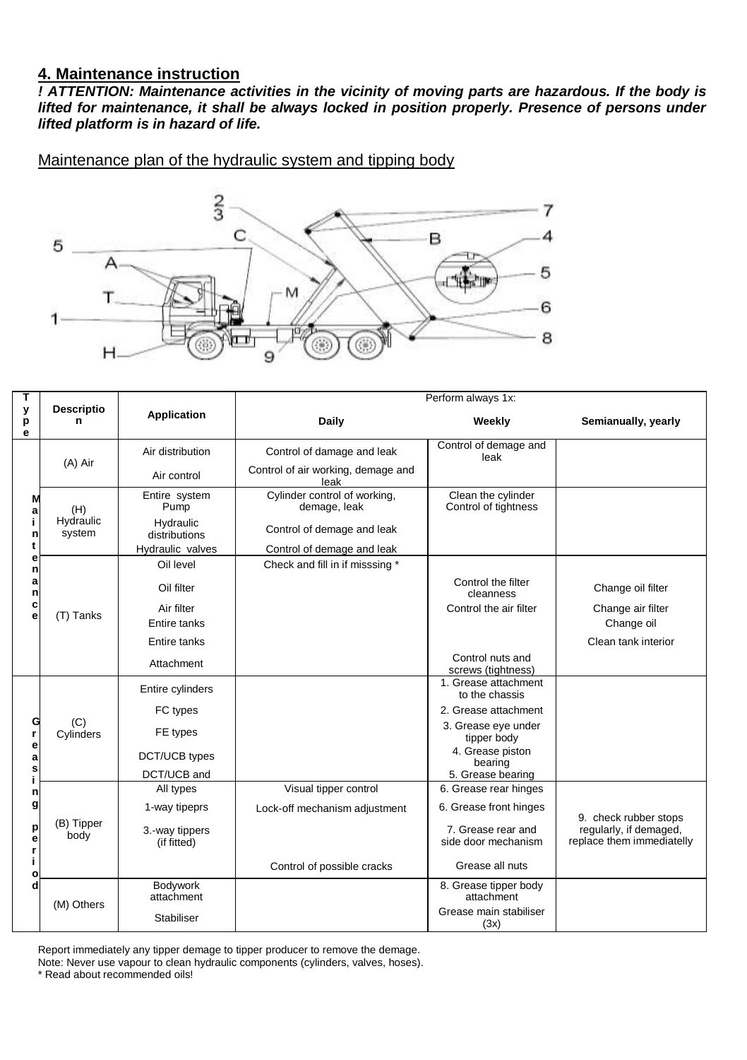## 4. Maintenance instruction

***! ATTENTION: Maintenance activities in the vicinity of moving parts are hazardous. If the body is lifted for maintenance, it shall be always locked in position properly. Presence of persons under lifted platform is in hazard of life.***

Maintenance plan of the hydraulic system and tipping body

| Type | Description | Application | Perform always 1x: | | |
|---|---|---|---|---|---|
| | | | **Daily** | **Weekly** | **Semianually, yearly** |
| Maintenance | (A) Air | Air distribution | Control of damage and leak | Control of demage and leak | |
| | | Air control | Control of air working, demage and leak | | |
| | (H) Hydraulic system | Entire system Pump | Cylinder control of working, demage, leak | Clean the cylinder Control of tightness | |
| | | Hydraulic distributions | Control of demage and leak | | |
| | | Hydraulic valves | Control of demage and leak | | |
| | (T) Tanks | Oil level | Check and fill in if misssing * | | |
| | | Oil filter | | Control the filter cleanness | Change oil filter |
| | | Air filter | | Control the air filter | Change air filter |
| | | Entire tanks | | | Change oil |
| | | Entire tanks | | | Clean tank interior |
| | | Attachment | | Control nuts and screws (tightness) | |
| Greasing period | (C) Cylinders | Entire cylinders | | 1. Grease attachment to the chassis | |
| | | FC types | | 2. Grease attachment | |
| | | FE types | | 3. Grease eye under tipper body | |
| | | DCT/UCB types | | 4. Grease piston bearing | |
| | | DCT/UCB and | | 5. Grease bearing | |
| | (B) Tipper body | All types | Visual tipper control | 6. Grease rear hinges | |
| | | 1-way tipeprs | Lock-off mechanism adjustment | 6. Grease front hinges | 9. check rubber stops regularly, if demaged, replace them immediatelly |
| | | 3.-way tippers (if fitted) | | 7. Grease rear and side door mechanism | |
| | | | Control of possible cracks | Grease all nuts | |
| | (M) Others | Bodywork attachment | | 8. Grease tipper body attachment | |
| | | Stabiliser | | Grease main stabiliser (3x) | |

Report immediately any tipper demage to tipper producer to remove the demage.

Note: Never use vapour to clean hydraulic components (cylinders, valves, hoses).

* Read about recommended oils!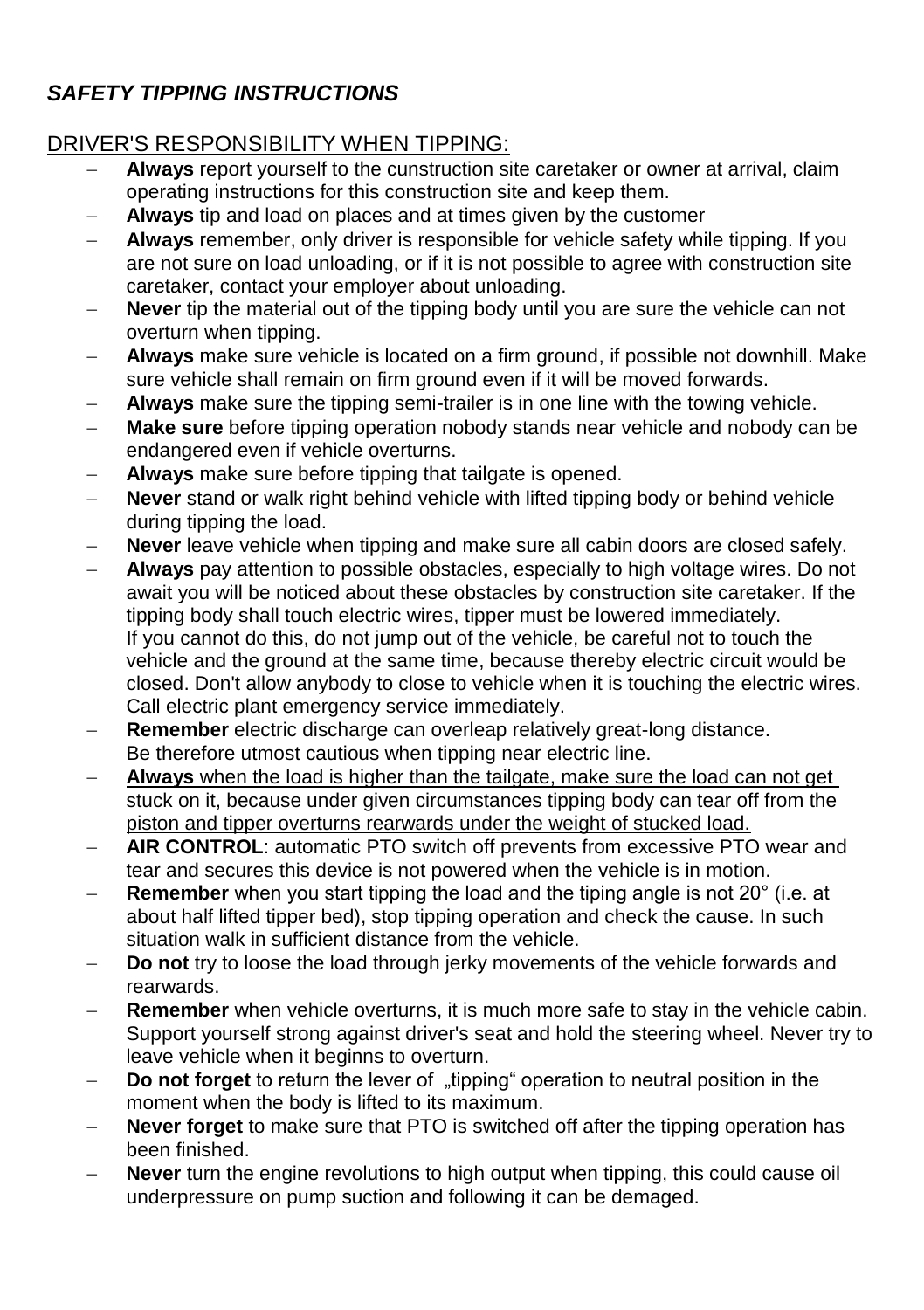***SAFETY TIPPING INSTRUCTIONS***

## DRIVER'S RESPONSIBILITY WHEN TIPPING:

- **Always** report yourself to the cunstruction site caretaker or owner at arrival, claim operating instructions for this construction site and keep them.
- **Always** tip and load on places and at times given by the customer
- **Always** remember, only driver is responsible for vehicle safety while tipping. If you are not sure on load unloading, or if it is not possible to agree with construction site caretaker, contact your employer about unloading.
- **Never** tip the material out of the tipping body until you are sure the vehicle can not overturn when tipping.
- **Always** make sure vehicle is located on a firm ground, if possible not downhill. Make sure vehicle shall remain on firm ground even if it will be moved forwards.
- **Always** make sure the tipping semi-trailer is in one line with the towing vehicle.
- **Make sure** before tipping operation nobody stands near vehicle and nobody can be endangered even if vehicle overturns.
- **Always** make sure before tipping that tailgate is opened.
- **Never** stand or walk right behind vehicle with lifted tipping body or behind vehicle during tipping the load.
- **Never** leave vehicle when tipping and make sure all cabin doors are closed safely.
- **Always** pay attention to possible obstacles, especially to high voltage wires. Do not await you will be noticed about these obstacles by construction site caretaker. If the tipping body shall touch electric wires, tipper must be lowered immediately.
  If you cannot do this, do not jump out of the vehicle, be careful not to touch the vehicle and the ground at the same time, because thereby electric circuit would be closed. Don't allow anybody to close to vehicle when it is touching the electric wires. Call electric plant emergency service immediately.
- **Remember** electric discharge can overleap relatively great-long distance.
  Be therefore utmost cautious when tipping near electric line.
- <u>**Always** when the load is higher than the tailgate, make sure the load can not get stuck on it, because under given circumstances tipping body can tear off from the piston and tipper overturns rearwards under the weight of stucked load.</u>
- **AIR CONTROL**: automatic PTO switch off prevents from excessive PTO wear and tear and secures this device is not powered when the vehicle is in motion.
- **Remember** when you start tipping the load and the tiping angle is not 20° (i.e. at about half lifted tipper bed), stop tipping operation and check the cause. In such situation walk in sufficient distance from the vehicle.
- **Do not** try to loose the load through jerky movements of the vehicle forwards and rearwards.
- **Remember** when vehicle overturns, it is much more safe to stay in the vehicle cabin. Support yourself strong against driver's seat and hold the steering wheel. Never try to leave vehicle when it beginns to overturn.
- **Do not forget** to return the lever of „tipping" operation to neutral position in the moment when the body is lifted to its maximum.
- **Never forget** to make sure that PTO is switched off after the tipping operation has been finished.
- **Never** turn the engine revolutions to high output when tipping, this could cause oil underpressure on pump suction and following it can be demaged.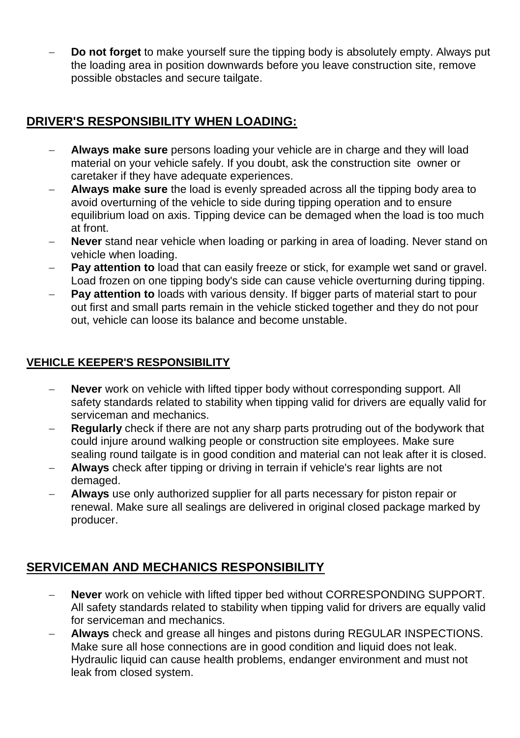- **Do not forget** to make yourself sure the tipping body is absolutely empty. Always put the loading area in position downwards before you leave construction site, remove possible obstacles and secure tailgate.

## DRIVER'S RESPONSIBILITY WHEN LOADING:

- **Always make sure** persons loading your vehicle are in charge and they will load material on your vehicle safely. If you doubt, ask the construction site owner or caretaker if they have adequate experiences.
- **Always make sure** the load is evenly spreaded across all the tipping body area to avoid overturning of the vehicle to side during tipping operation and to ensure equilibrium load on axis. Tipping device can be demaged when the load is too much at front.
- **Never** stand near vehicle when loading or parking in area of loading. Never stand on vehicle when loading.
- **Pay attention to** load that can easily freeze or stick, for example wet sand or gravel. Load frozen on one tipping body's side can cause vehicle overturning during tipping.
- **Pay attention to** loads with various density. If bigger parts of material start to pour out first and small parts remain in the vehicle sticked together and they do not pour out, vehicle can loose its balance and become unstable.

### VEHICLE KEEPER'S RESPONSIBILITY

- **Never** work on vehicle with lifted tipper body without corresponding support. All safety standards related to stability when tipping valid for drivers are equally valid for serviceman and mechanics.
- **Regularly** check if there are not any sharp parts protruding out of the bodywork that could injure around walking people or construction site employees. Make sure sealing round tailgate is in good condition and material can not leak after it is closed.
- **Always** check after tipping or driving in terrain if vehicle's rear lights are not demaged.
- **Always** use only authorized supplier for all parts necessary for piston repair or renewal. Make sure all sealings are delivered in original closed package marked by producer.

## SERVICEMAN AND MECHANICS RESPONSIBILITY

- **Never** work on vehicle with lifted tipper bed without CORRESPONDING SUPPORT. All safety standards related to stability when tipping valid for drivers are equally valid for serviceman and mechanics.
- **Always** check and grease all hinges and pistons during REGULAR INSPECTIONS. Make sure all hose connections are in good condition and liquid does not leak. Hydraulic liquid can cause health problems, endanger environment and must not leak from closed system.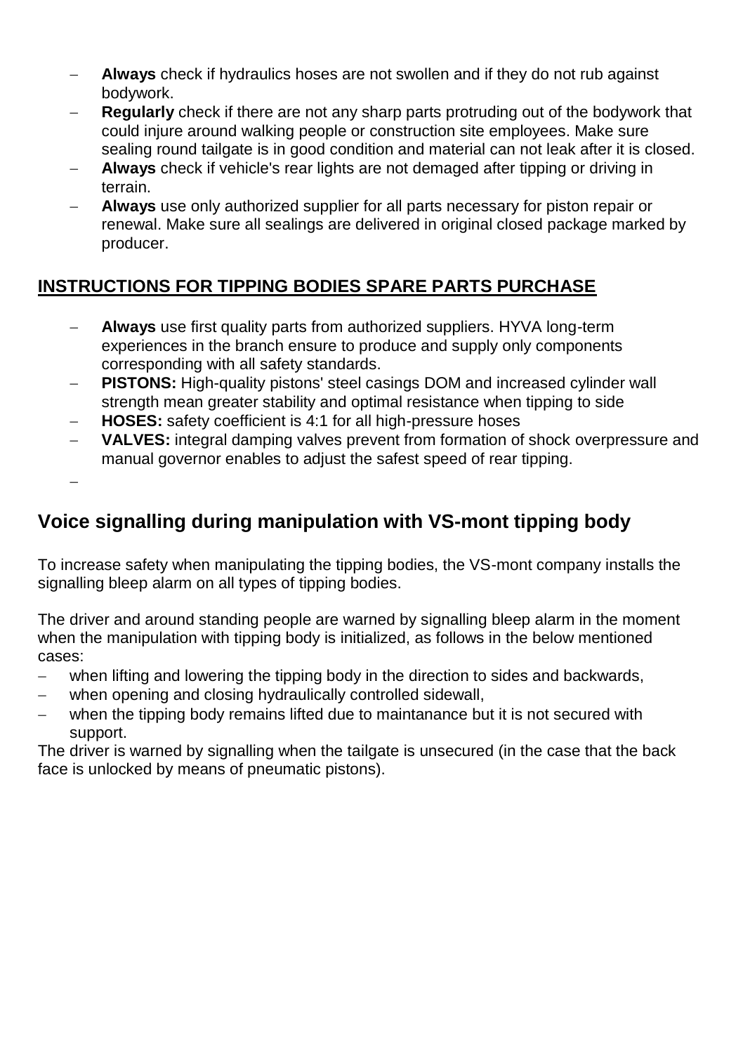- **Always** check if hydraulics hoses are not swollen and if they do not rub against bodywork.
- **Regularly** check if there are not any sharp parts protruding out of the bodywork that could injure around walking people or construction site employees. Make sure sealing round tailgate is in good condition and material can not leak after it is closed.
- **Always** check if vehicle's rear lights are not demaged after tipping or driving in terrain.
- **Always** use only authorized supplier for all parts necessary for piston repair or renewal. Make sure all sealings are delivered in original closed package marked by producer.

## INSTRUCTIONS FOR TIPPING BODIES SPARE PARTS PURCHASE

- **Always** use first quality parts from authorized suppliers. HYVA long-term experiences in the branch ensure to produce and supply only components corresponding with all safety standards.
- **PISTONS:** High-quality pistons' steel casings DOM and increased cylinder wall strength mean greater stability and optimal resistance when tipping to side
- **HOSES:** safety coefficient is 4:1 for all high-pressure hoses
- **VALVES:** integral damping valves prevent from formation of shock overpressure and manual governor enables to adjust the safest speed of rear tipping.
-

## Voice signalling during manipulation with VS-mont tipping body

To increase safety when manipulating the tipping bodies, the VS-mont company installs the signalling bleep alarm on all types of tipping bodies.

The driver and around standing people are warned by signalling bleep alarm in the moment when the manipulation with tipping body is initialized, as follows in the below mentioned cases:

- when lifting and lowering the tipping body in the direction to sides and backwards,
- when opening and closing hydraulically controlled sidewall,
- when the tipping body remains lifted due to maintanance but it is not secured with support.

The driver is warned by signalling when the tailgate is unsecured (in the case that the back face is unlocked by means of pneumatic pistons).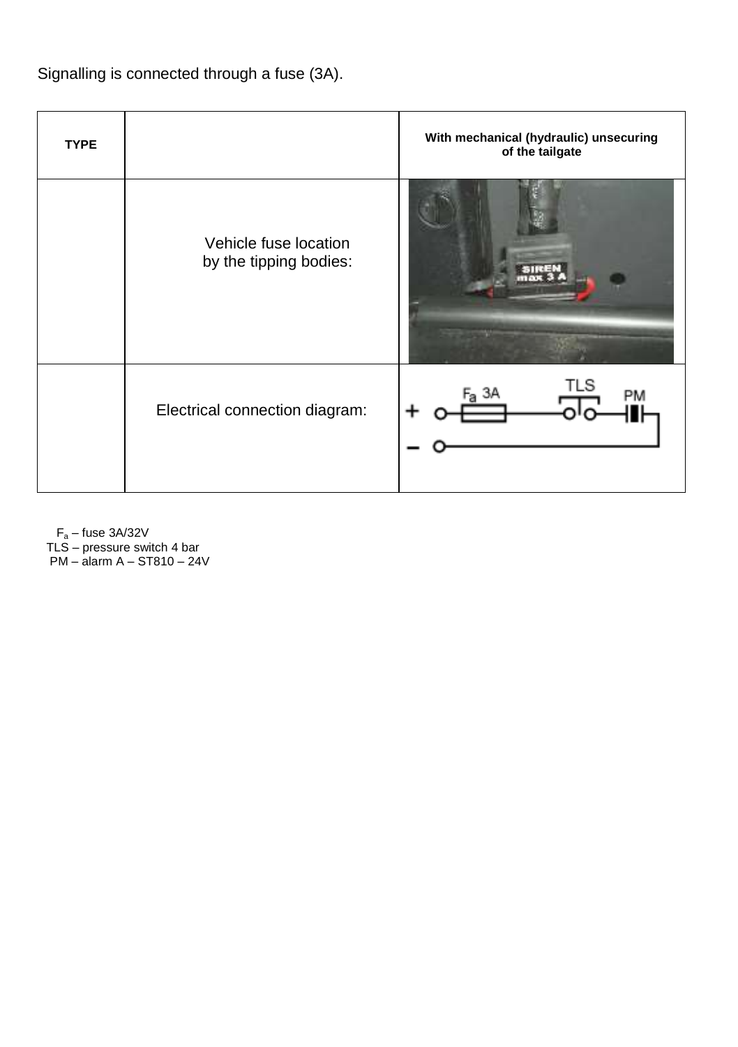Signalling is connected through a fuse (3A).

| TYPE | | With mechanical (hydraulic) unsecuring of the tailgate |
|---|---|---|
| | Vehicle fuse location by the tipping bodies: | |
| | Electrical connection diagram: | |

$F_a$ – fuse 3A/32V
TLS – pressure switch 4 bar
PM – alarm A – ST810 – 24V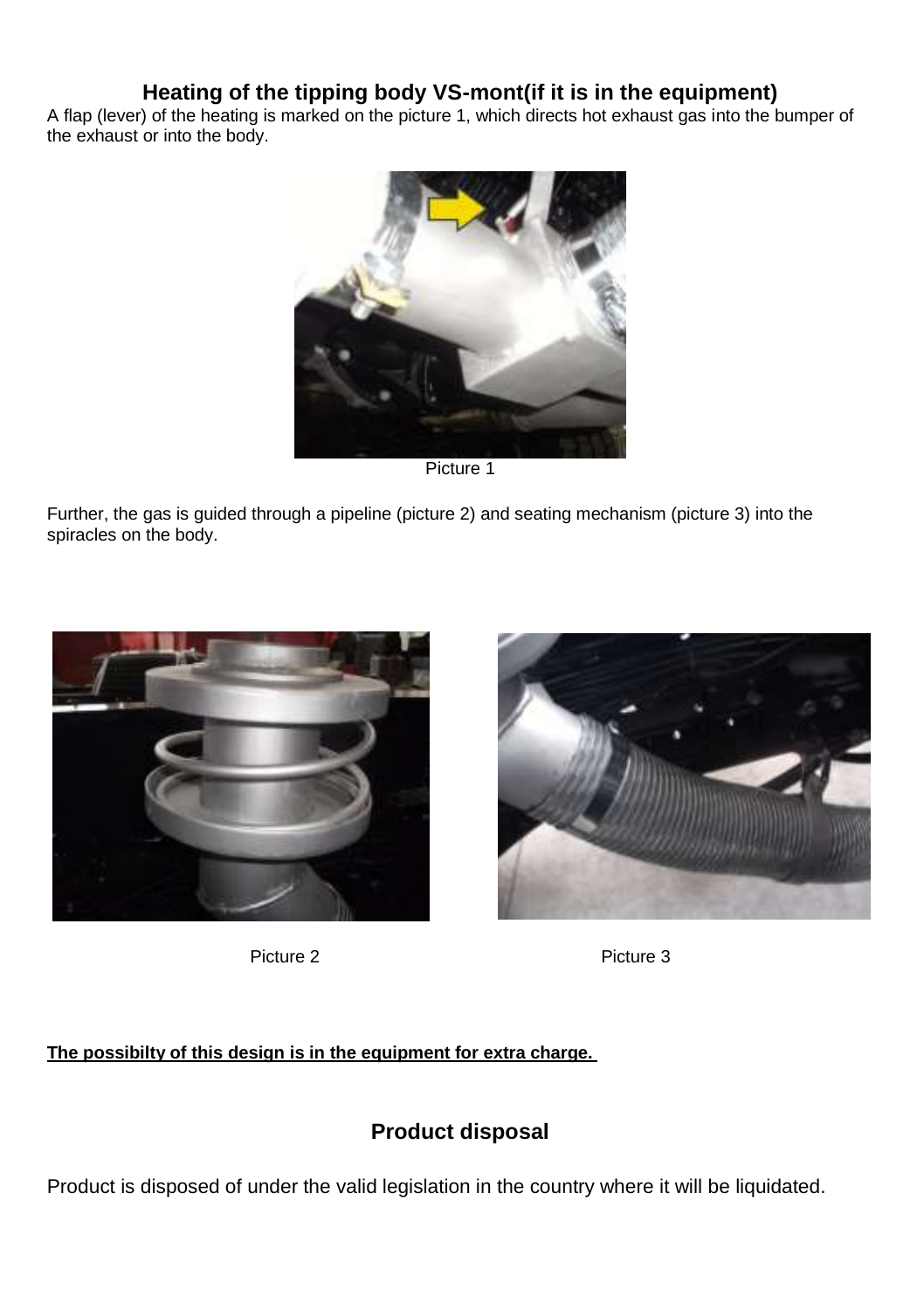## Heating of the tipping body VS-mont(if it is in the equipment)

A flap (lever) of the heating is marked on the picture 1, which directs hot exhaust gas into the bumper of the exhaust or into the body.

Picture 1

Further, the gas is guided through a pipeline (picture 2) and seating mechanism (picture 3) into the spiracles on the body.

Picture 2

Picture 3

**The possibilty of this design is in the equipment for extra charge.**

## Product disposal

Product is disposed of under the valid legislation in the country where it will be liquidated.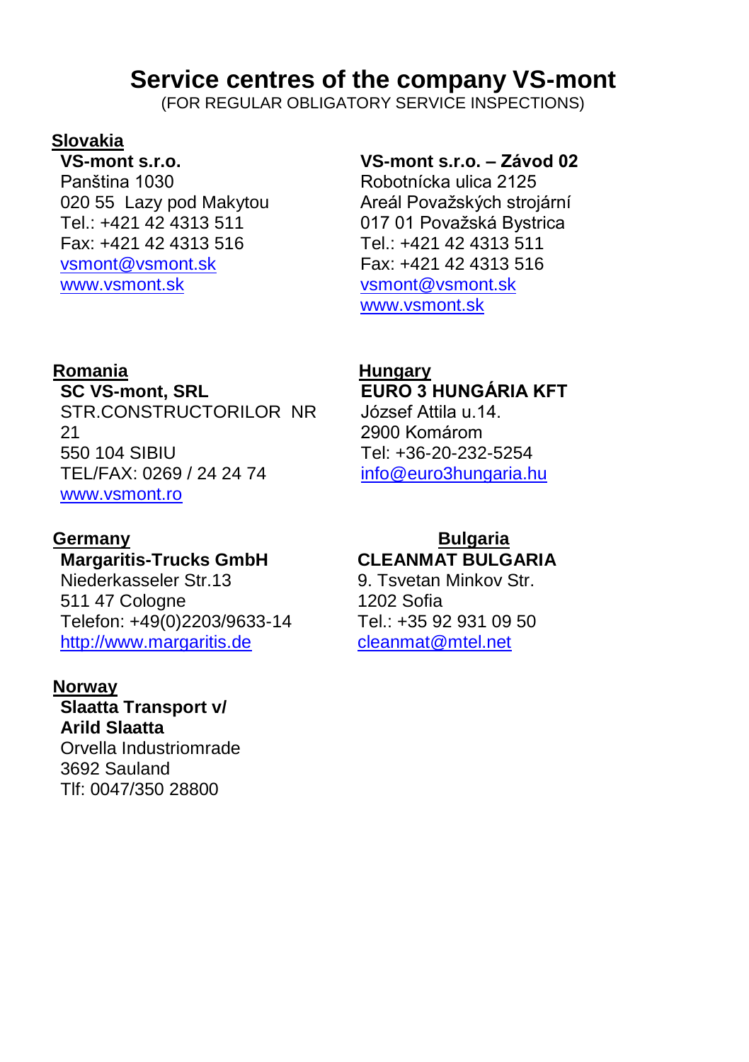# Service centres of the company VS-mont

(FOR REGULAR OBLIGATORY SERVICE INSPECTIONS)

## Slovakia

**VS-mont s.r.o.**
Panština 1030
020 55 Lazy pod Makytou
Tel.: +421 42 4313 511
Fax: +421 42 4313 516
vsmont@vsmont.sk
www.vsmont.sk

**VS-mont s.r.o. – Závod 02**
Robotnícka ulica 2125
Areál Považských strojární
017 01 Považská Bystrica
Tel.: +421 42 4313 511
Fax: +421 42 4313 516
vsmont@vsmont.sk
www.vsmont.sk

## Romania

**SC VS-mont, SRL**
STR.CONSTRUCTORILOR NR 21
550 104 SIBIU
TEL/FAX: 0269 / 24 24 74
www.vsmont.ro

## Hungary

**EURO 3 HUNGÁRIA KFT**
József Attila u.14.
2900 Komárom
Tel: +36-20-232-5254
info@euro3hungaria.hu

## Germany

**Margaritis-Trucks GmbH**
Niederkasseler Str.13
511 47 Cologne
Telefon: +49(0)2203/9633-14
http://www.margaritis.de

## Bulgaria

**CLEANMAT BULGARIA**
9. Tsvetan Minkov Str.
1202 Sofia
Tel.: +35 92 931 09 50
cleanmat@mtel.net

## Norway

**Slaatta Transport v/ Arild Slaatta**
Orvella Industriomrade
3692 Sauland
Tlf: 0047/350 28800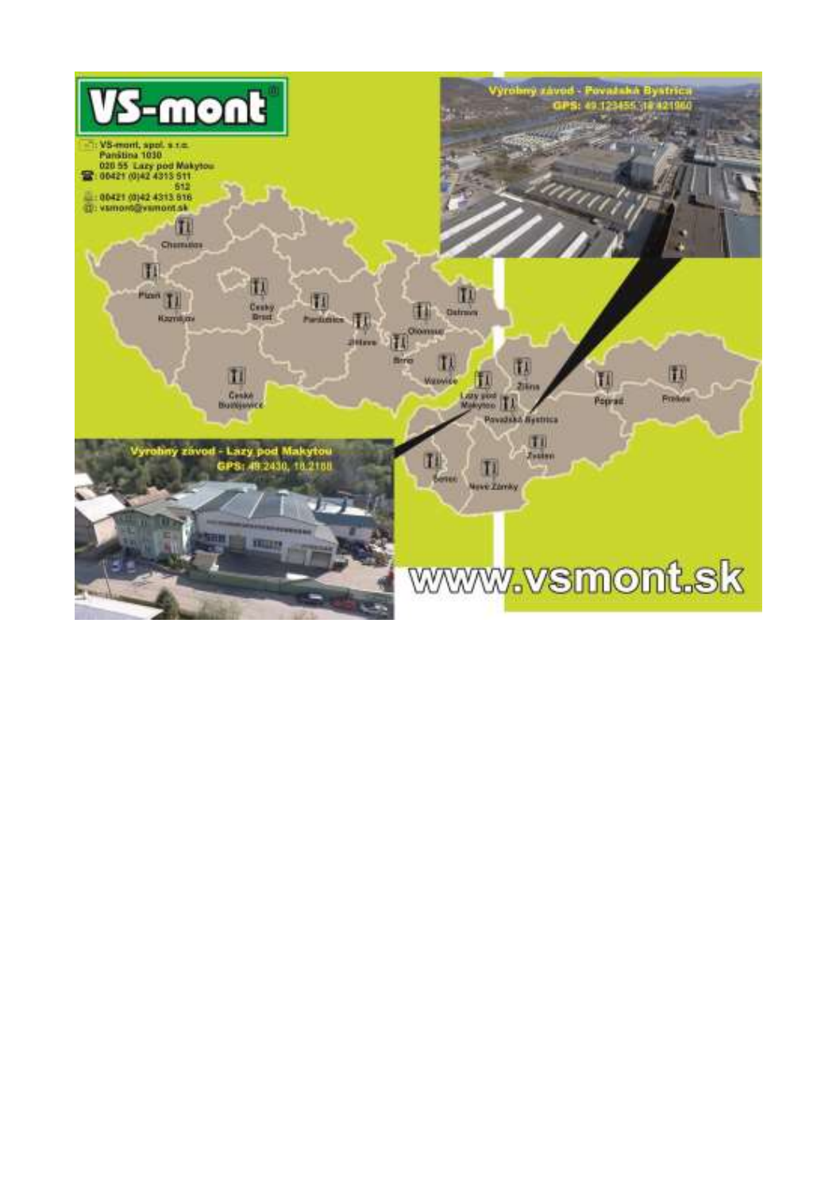# VS-mont®

VS-mont, spol. s r.o.
Panština 1030
020 55 Lazy pod Makytou
☎: 00421 (0)42 4313 511
512
: 00421 (0)42 4313 516
@: vsmont@vsmont.sk

Chomutov
Plzeň
Kozmikov
Český Brod
Pardubice
Jihlava
Olomouc
Ostrava
Brno
Vizovice
České Budějovice
Lazy pod Makytou
Považská Bystrica
Žilina
Poprad
Prešov
Zvolen
Senec
Nové Zámky

Výrobný závod - Považská Bystrica
GPS: 49.123455, 18.421960

Výrobný závod - Lazy pod Makytou
GPS: 49.2430, 18.2188

www.vsmont.sk